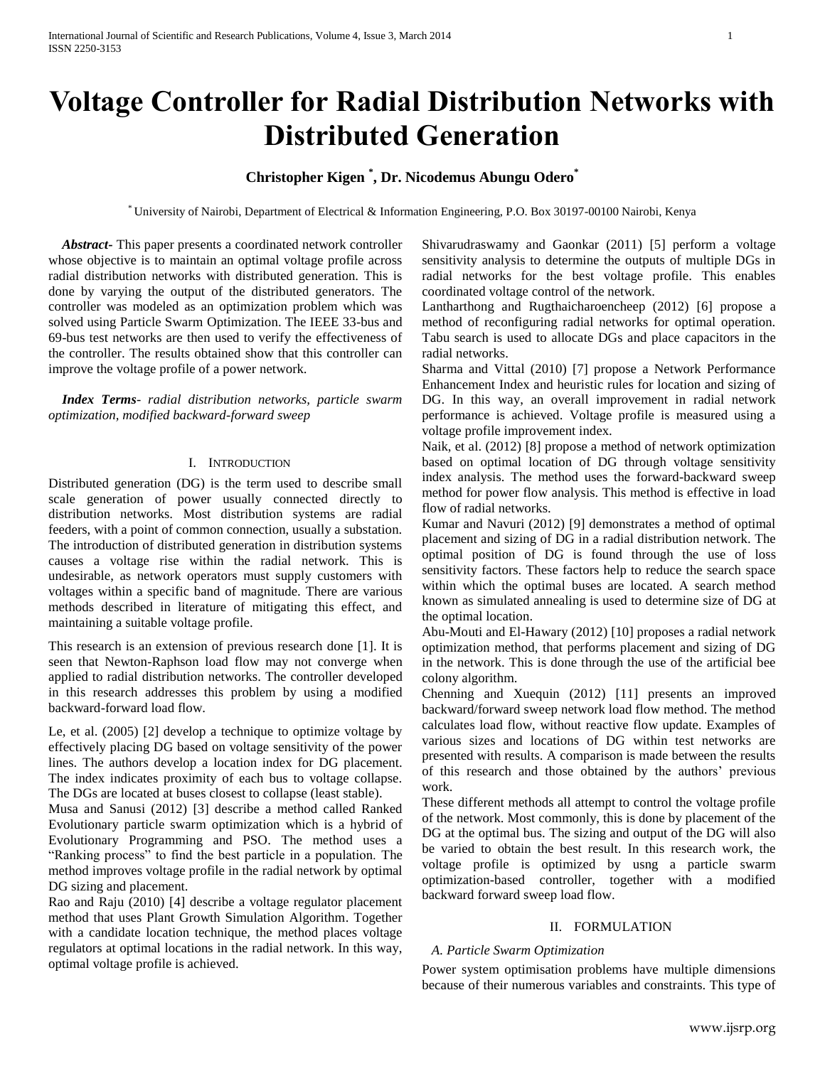# Voltage Controller for Radial Distribution Networks with Distributed Generation

**Christopher Kigen [*], Dr. Nicodemus Abungu Odero[*]**

[*] University of Nairobi, Department of Electrical & Information Engineering, P.O. Box 30197-00100 Nairobi, Kenya

***Abstract-*** This paper presents a coordinated network controller whose objective is to maintain an optimal voltage profile across radial distribution networks with distributed generation. This is done by varying the output of the distributed generators. The controller was modeled as an optimization problem which was solved using Particle Swarm Optimization. The IEEE 33-bus and 69-bus test networks are then used to verify the effectiveness of the controller. The results obtained show that this controller can improve the voltage profile of a power network.

***Index Terms-*** *radial distribution networks, particle swarm optimization, modified backward-forward sweep*

## I. Introduction

Distributed generation (DG) is the term used to describe small scale generation of power usually connected directly to distribution networks. Most distribution systems are radial feeders, with a point of common connection, usually a substation. The introduction of distributed generation in distribution systems causes a voltage rise within the radial network. This is undesirable, as network operators must supply customers with voltages within a specific band of magnitude. There are various methods described in literature of mitigating this effect, and maintaining a suitable voltage profile.

This research is an extension of previous research done [1]. It is seen that Newton-Raphson load flow may not converge when applied to radial distribution networks. The controller developed in this research addresses this problem by using a modified backward-forward load flow.

Le, et al. (2005) [2] develop a technique to optimize voltage by effectively placing DG based on voltage sensitivity of the power lines. The authors develop a location index for DG placement. The index indicates proximity of each bus to voltage collapse. The DGs are located at buses closest to collapse (least stable).

Musa and Sanusi (2012) [3] describe a method called Ranked Evolutionary particle swarm optimization which is a hybrid of Evolutionary Programming and PSO. The method uses a "Ranking process" to find the best particle in a population. The method improves voltage profile in the radial network by optimal DG sizing and placement.

Rao and Raju (2010) [4] describe a voltage regulator placement method that uses Plant Growth Simulation Algorithm. Together with a candidate location technique, the method places voltage regulators at optimal locations in the radial network. In this way, optimal voltage profile is achieved.

Shivarudraswamy and Gaonkar (2011) [5] perform a voltage sensitivity analysis to determine the outputs of multiple DGs in radial networks for the best voltage profile. This enables coordinated voltage control of the network.

Lantharthong and Rugthaicharoencheep (2012) [6] propose a method of reconfiguring radial networks for optimal operation. Tabu search is used to allocate DGs and place capacitors in the radial networks.

Sharma and Vittal (2010) [7] propose a Network Performance Enhancement Index and heuristic rules for location and sizing of DG. In this way, an overall improvement in radial network performance is achieved. Voltage profile is measured using a voltage profile improvement index.

Naik, et al. (2012) [8] propose a method of network optimization based on optimal location of DG through voltage sensitivity index analysis. The method uses the forward-backward sweep method for power flow analysis. This method is effective in load flow of radial networks.

Kumar and Navuri (2012) [9] demonstrates a method of optimal placement and sizing of DG in a radial distribution network. The optimal position of DG is found through the use of loss sensitivity factors. These factors help to reduce the search space within which the optimal buses are located. A search method known as simulated annealing is used to determine size of DG at the optimal location.

Abu-Mouti and El-Hawary (2012) [10] proposes a radial network optimization method, that performs placement and sizing of DG in the network. This is done through the use of the artificial bee colony algorithm.

Chenning and Xuequin (2012) [11] presents an improved backward/forward sweep network load flow method. The method calculates load flow, without reactive flow update. Examples of various sizes and locations of DG within test networks are presented with results. A comparison is made between the results of this research and those obtained by the authors' previous work.

These different methods all attempt to control the voltage profile of the network. Most commonly, this is done by placement of the DG at the optimal bus. The sizing and output of the DG will also be varied to obtain the best result. In this research work, the voltage profile is optimized by usng a particle swarm optimization-based controller, together with a modified backward forward sweep load flow.

## II. Formulation

### *A. Particle Swarm Optimization*

Power system optimisation problems have multiple dimensions because of their numerous variables and constraints. This type of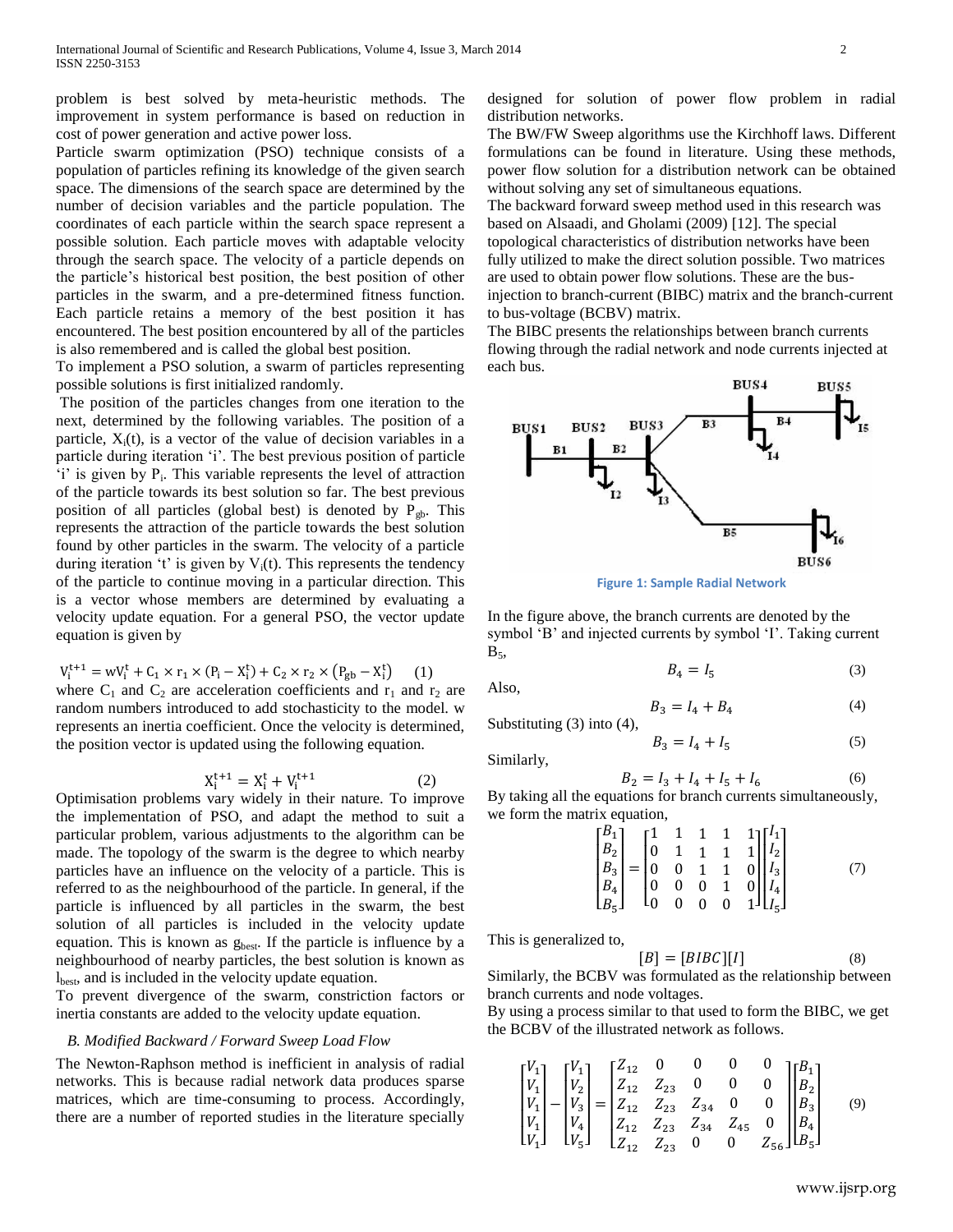problem is best solved by meta-heuristic methods. The improvement in system performance is based on reduction in cost of power generation and active power loss.

Particle swarm optimization (PSO) technique consists of a population of particles refining its knowledge of the given search space. The dimensions of the search space are determined by the number of decision variables and the particle population. The coordinates of each particle within the search space represent a possible solution. Each particle moves with adaptable velocity through the search space. The velocity of a particle depends on the particle's historical best position, the best position of other particles in the swarm, and a pre-determined fitness function. Each particle retains a memory of the best position it has encountered. The best position encountered by all of the particles is also remembered and is called the global best position.

To implement a PSO solution, a swarm of particles representing possible solutions is first initialized randomly.

The position of the particles changes from one iteration to the next, determined by the following variables. The position of a particle, $X_i(t)$, is a vector of the value of decision variables in a particle during iteration 'i'. The best previous position of particle 'i' is given by $P_i$. This variable represents the level of attraction of the particle towards its best solution so far. The best previous position of all particles (global best) is denoted by $P_{gb}$. This represents the attraction of the particle towards the best solution found by other particles in the swarm. The velocity of a particle during iteration 't' is given by $V_i(t)$. This represents the tendency of the particle to continue moving in a particular direction. This is a vector whose members are determined by evaluating a velocity update equation. For a general PSO, the vector update equation is given by

$$V_i^{t+1} = wV_i^t + C_1 \times r_1 \times (P_i - X_i^t) + C_2 \times r_2 \times (P_{gb} - X_i^t) \quad (1)$$

where $C_1$ and $C_2$ are acceleration coefficients and $r_1$ and $r_2$ are random numbers introduced to add stochasticity to the model. w represents an inertia coefficient. Once the velocity is determined, the position vector is updated using the following equation.

$$X_i^{t+1} = X_i^t + V_i^{t+1} \quad (2)$$

Optimisation problems vary widely in their nature. To improve the implementation of PSO, and adapt the method to suit a particular problem, various adjustments to the algorithm can be made. The topology of the swarm is the degree to which nearby particles have an influence on the velocity of a particle. This is referred to as the neighbourhood of the particle. In general, if the particle is influenced by all particles in the swarm, the best solution of all particles is included in the velocity update equation. This is known as $g_{best}$. If the particle is influence by a neighbourhood of nearby particles, the best solution is known as $l_{best}$, and is included in the velocity update equation.

To prevent divergence of the swarm, constriction factors or inertia constants are added to the velocity update equation.

### *B. Modified Backward / Forward Sweep Load Flow*

The Newton-Raphson method is inefficient in analysis of radial networks. This is because radial network data produces sparse matrices, which are time-consuming to process. Accordingly, there are a number of reported studies in the literature specially designed for solution of power flow problem in radial distribution networks.

The BW/FW Sweep algorithms use the Kirchhoff laws. Different formulations can be found in literature. Using these methods, power flow solution for a distribution network can be obtained without solving any set of simultaneous equations.

The backward forward sweep method used in this research was based on Alsaadi, and Gholami (2009) [12]. The special topological characteristics of distribution networks have been fully utilized to make the direct solution possible. Two matrices are used to obtain power flow solutions. These are the bus-injection to branch-current (BIBC) matrix and the branch-current to bus-voltage (BCBV) matrix.

The BIBC presents the relationships between branch currents flowing through the radial network and node currents injected at each bus.

Figure 1: Sample Radial Network

In the figure above, the branch currents are denoted by the symbol 'B' and injected currents by symbol 'I'. Taking current $B_5$,

$$B_4 = I_5 \quad (3)$$

Also,

$$B_3 = I_4 + B_4 \quad (4)$$

Substituting (3) into (4),

$$B_3 = I_4 + I_5 \quad (5)$$

Similarly,

$$B_2 = I_3 + I_4 + I_5 + I_6 \quad (6)$$

By taking all the equations for branch currents simultaneously, we form the matrix equation,

$$\begin{bmatrix} B_1 \\ B_2 \\ B_3 \\ B_4 \\ B_5 \end{bmatrix} = \begin{bmatrix} 1 & 1 & 1 & 1 & 1 \\ 0 & 1 & 1 & 1 & 1 \\ 0 & 0 & 1 & 1 & 0 \\ 0 & 0 & 0 & 1 & 0 \\ 0 & 0 & 0 & 0 & 1 \end{bmatrix} \begin{bmatrix} I_1 \\ I_2 \\ I_3 \\ I_4 \\ I_5 \end{bmatrix} \quad (7)$$

This is generalized to,

$$[B] = [BIBC][I] \quad (8)$$

Similarly, the BCBV was formulated as the relationship between branch currents and node voltages.

By using a process similar to that used to form the BIBC, we get the BCBV of the illustrated network as follows.

$$\begin{bmatrix} V_1 \\ V_1 \\ V_1 \\ V_1 \\ V_1 \end{bmatrix} - \begin{bmatrix} V_1 \\ V_2 \\ V_3 \\ V_4 \\ V_5 \end{bmatrix} = \begin{bmatrix} Z_{12} & 0 & 0 & 0 & 0 \\ Z_{12} & Z_{23} & 0 & 0 & 0 \\ Z_{12} & Z_{23} & Z_{34} & 0 & 0 \\ Z_{12} & Z_{23} & Z_{34} & Z_{45} & 0 \\ Z_{12} & Z_{23} & 0 & 0 & Z_{56} \end{bmatrix} \begin{bmatrix} B_1 \\ B_2 \\ B_3 \\ B_4 \\ B_5 \end{bmatrix} \quad (9)$$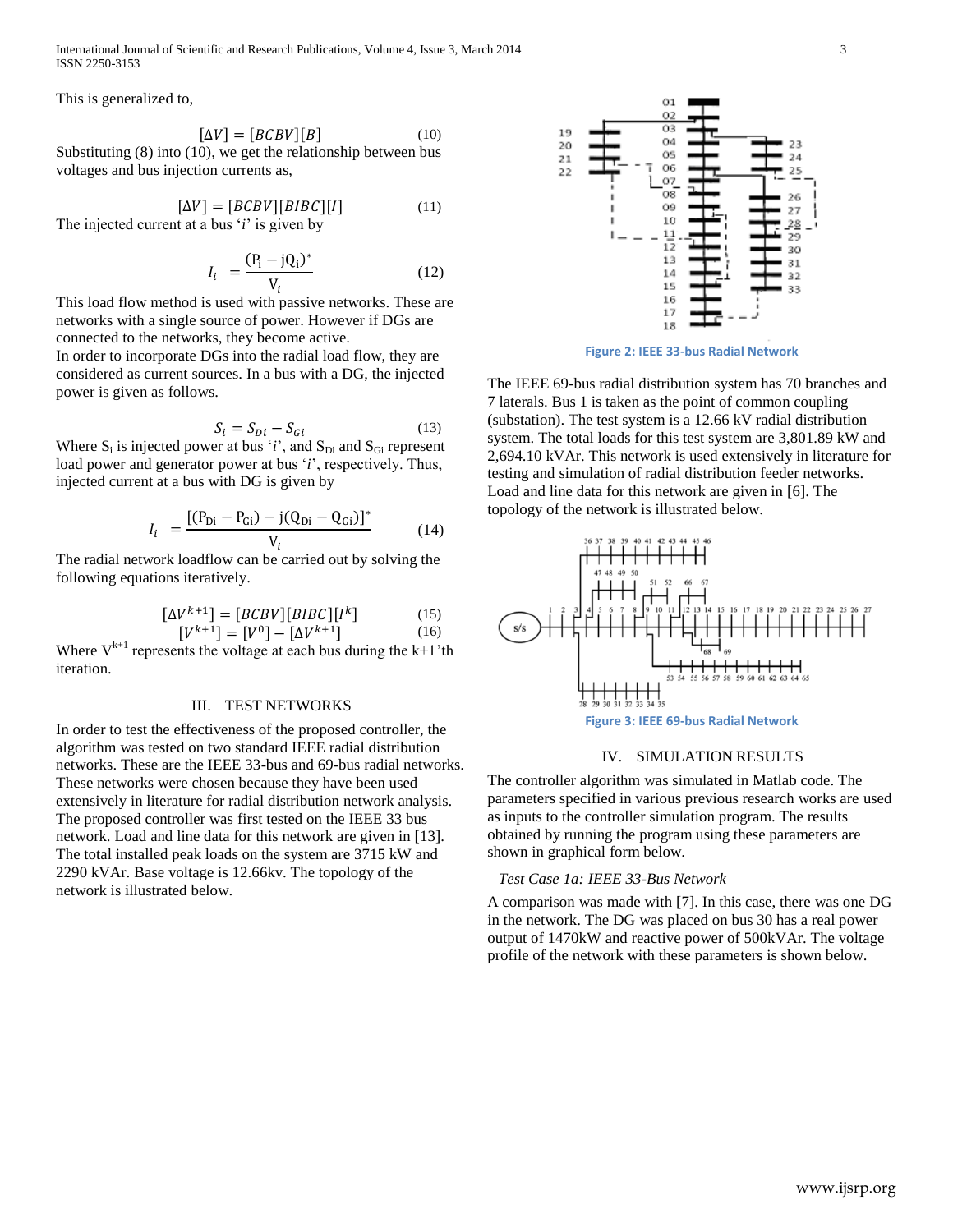This is generalized to,

$$[\Delta V] = [BCBV][B] \tag{10}$$

Substituting (8) into (10), we get the relationship between bus voltages and bus injection currents as,

$$[\Delta V] = [BCBV][BIBC][I] \tag{11}$$

The injected current at a bus '$i$' is given by

$$I_i = \frac{(P_i - jQ_i)^*}{V_i} \tag{12}$$

This load flow method is used with passive networks. These are networks with a single source of power. However if DGs are connected to the networks, they become active.

In order to incorporate DGs into the radial load flow, they are considered as current sources. In a bus with a DG, the injected power is given as follows.

$$S_i = S_{Di} - S_{Gi} \tag{13}$$

Where $S_i$ is injected power at bus '$i$', and $S_{Di}$ and $S_{Gi}$ represent load power and generator power at bus '$i$', respectively. Thus, injected current at a bus with DG is given by

$$I_i = \frac{[(P_{Di} - P_{Gi}) - j(Q_{Di} - Q_{Gi})]^*}{V_i} \tag{14}$$

The radial network loadflow can be carried out by solving the following equations iteratively.

$$[\Delta V^{k+1}] = [BCBV][BIBC][I^k] \tag{15}$$

$$[V^{k+1}] = [V^0] - [\Delta V^{k+1}] \tag{16}$$

Where $V^{k+1}$ represents the voltage at each bus during the k+1'th iteration.

## III. TEST NETWORKS

In order to test the effectiveness of the proposed controller, the algorithm was tested on two standard IEEE radial distribution networks. These are the IEEE 33-bus and 69-bus radial networks. These networks were chosen because they have been used extensively in literature for radial distribution network analysis. The proposed controller was first tested on the IEEE 33 bus network. Load and line data for this network are given in [13]. The total installed peak loads on the system are 3715 kW and 2290 kVAr. Base voltage is 12.66kv. The topology of the network is illustrated below.

Figure 2: IEEE 33-bus Radial Network

The IEEE 69-bus radial distribution system has 70 branches and 7 laterals. Bus 1 is taken as the point of common coupling (substation). The test system is a 12.66 kV radial distribution system. The total loads for this test system are 3,801.89 kW and 2,694.10 kVAr. This network is used extensively in literature for testing and simulation of radial distribution feeder networks. Load and line data for this network are given in [6]. The topology of the network is illustrated below.

Figure 3: IEEE 69-bus Radial Network

## IV. SIMULATION RESULTS

The controller algorithm was simulated in Matlab code. The parameters specified in various previous research works are used as inputs to the controller simulation program. The results obtained by running the program using these parameters are shown in graphical form below.

### *Test Case 1a: IEEE 33-Bus Network*

A comparison was made with [7]. In this case, there was one DG in the network. The DG was placed on bus 30 has a real power output of 1470kW and reactive power of 500kVAr. The voltage profile of the network with these parameters is shown below.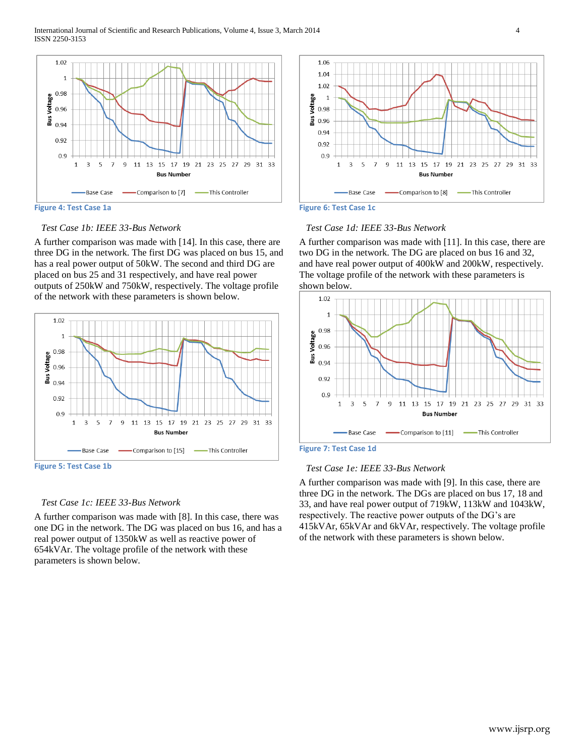Figure 4: Test Case 1a

*Test Case 1b: IEEE 33-Bus Network*

A further comparison was made with [14]. In this case, there are three DG in the network. The first DG was placed on bus 15, and has a real power output of 50kW. The second and third DG are placed on bus 25 and 31 respectively, and have real power outputs of 250kW and 750kW, respectively. The voltage profile of the network with these parameters is shown below.

Figure 5: Test Case 1b

*Test Case 1c: IEEE 33-Bus Network*

A further comparison was made with [8]. In this case, there was one DG in the network. The DG was placed on bus 16, and has a real power output of 1350kW as well as reactive power of 654kVAr. The voltage profile of the network with these parameters is shown below.

Figure 6: Test Case 1c

*Test Case 1d: IEEE 33-Bus Network*

A further comparison was made with [11]. In this case, there are two DG in the network. The DG are placed on bus 16 and 32, and have real power output of 400kW and 200kW, respectively. The voltage profile of the network with these parameters is shown below.

Figure 7: Test Case 1d

*Test Case 1e: IEEE 33-Bus Network*

A further comparison was made with [9]. In this case, there are three DG in the network. The DGs are placed on bus 17, 18 and 33, and have real power output of 719kW, 113kW and 1043kW, respectively. The reactive power outputs of the DG's are 415kVAr, 65kVAr and 6kVAr, respectively. The voltage profile of the network with these parameters is shown below.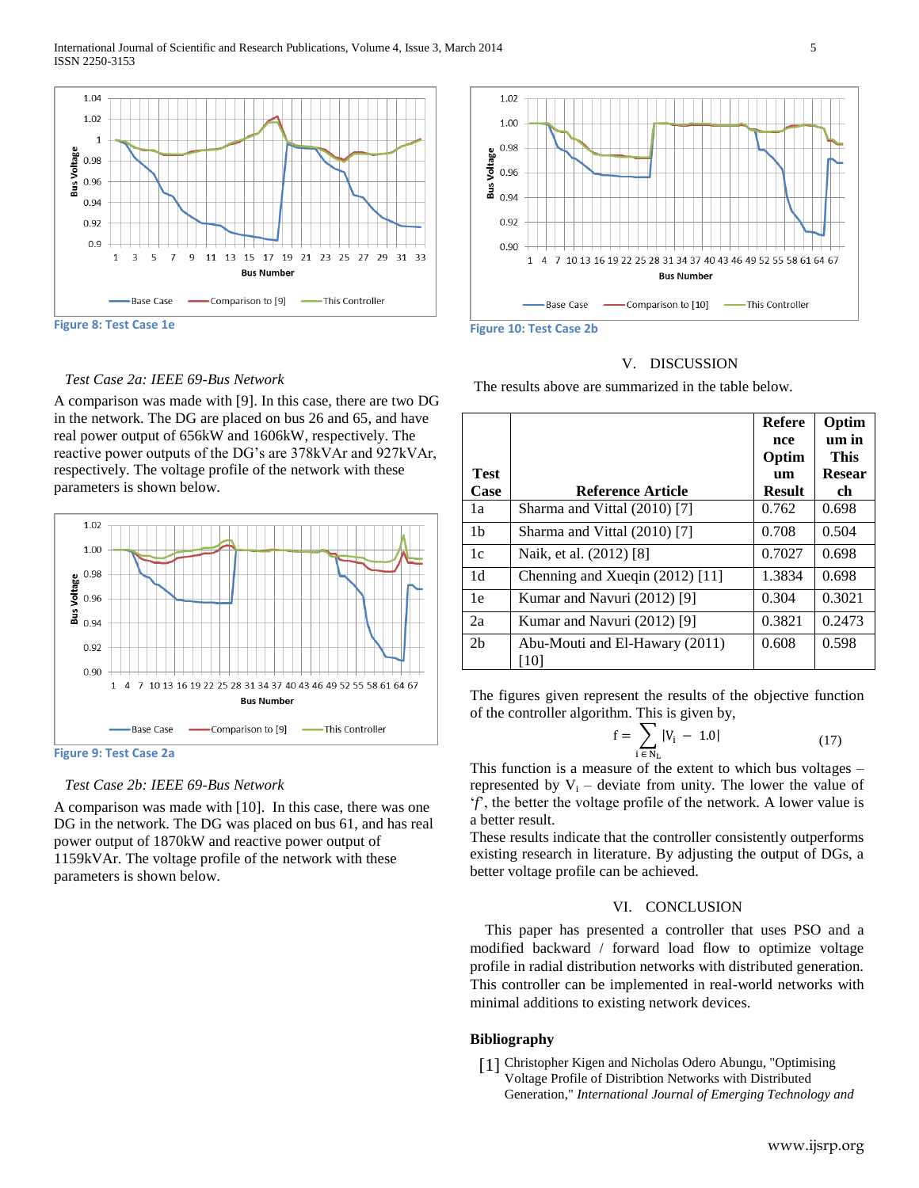Figure 8: Test Case 1e

*Test Case 2a: IEEE 69-Bus Network*

A comparison was made with [9]. In this case, there are two DG in the network. The DG are placed on bus 26 and 65, and have real power output of 656kW and 1606kW, respectively. The reactive power outputs of the DG's are 378kVAr and 927kVAr, respectively. The voltage profile of the network with these parameters is shown below.

Figure 9: Test Case 2a

*Test Case 2b: IEEE 69-Bus Network*

A comparison was made with [10]. In this case, there was one DG in the network. The DG was placed on bus 61, and has real power output of 1870kW and reactive power output of 1159kVAr. The voltage profile of the network with these parameters is shown below.

Figure 10: Test Case 2b

## V. DISCUSSION

The results above are summarized in the table below.

| Test Case | Reference Article | Reference Optimum Result | Optimum in This Research |
|---|---|---|---|
| 1a | Sharma and Vittal (2010) [7] | 0.762 | 0.698 |
| 1b | Sharma and Vittal (2010) [7] | 0.708 | 0.504 |
| 1c | Naik, et al. (2012) [8] | 0.7027 | 0.698 |
| 1d | Chenning and Xueqin (2012) [11] | 1.3834 | 0.698 |
| 1e | Kumar and Navuri (2012) [9] | 0.304 | 0.3021 |
| 2a | Kumar and Navuri (2012) [9] | 0.3821 | 0.2473 |
| 2b | Abu-Mouti and El-Hawary (2011) [10] | 0.608 | 0.598 |

The figures given represent the results of the objective function of the controller algorithm. This is given by,

$$f = \sum_{i \in N_L} |V_i - 1.0| \tag{17}$$

This function is a measure of the extent to which bus voltages – represented by $V_i$ – deviate from unity. The lower the value of '$f$', the better the voltage profile of the network. A lower value is a better result.

These results indicate that the controller consistently outperforms existing research in literature. By adjusting the output of DGs, a better voltage profile can be achieved.

## VI. CONCLUSION

This paper has presented a controller that uses PSO and a modified backward / forward load flow to optimize voltage profile in radial distribution networks with distributed generation. This controller can be implemented in real-world networks with minimal additions to existing network devices.

## Bibliography

[1] Christopher Kigen and Nicholas Odero Abungu, "Optimising Voltage Profile of Distribtion Networks with Distributed Generation," *International Journal of Emerging Technology and*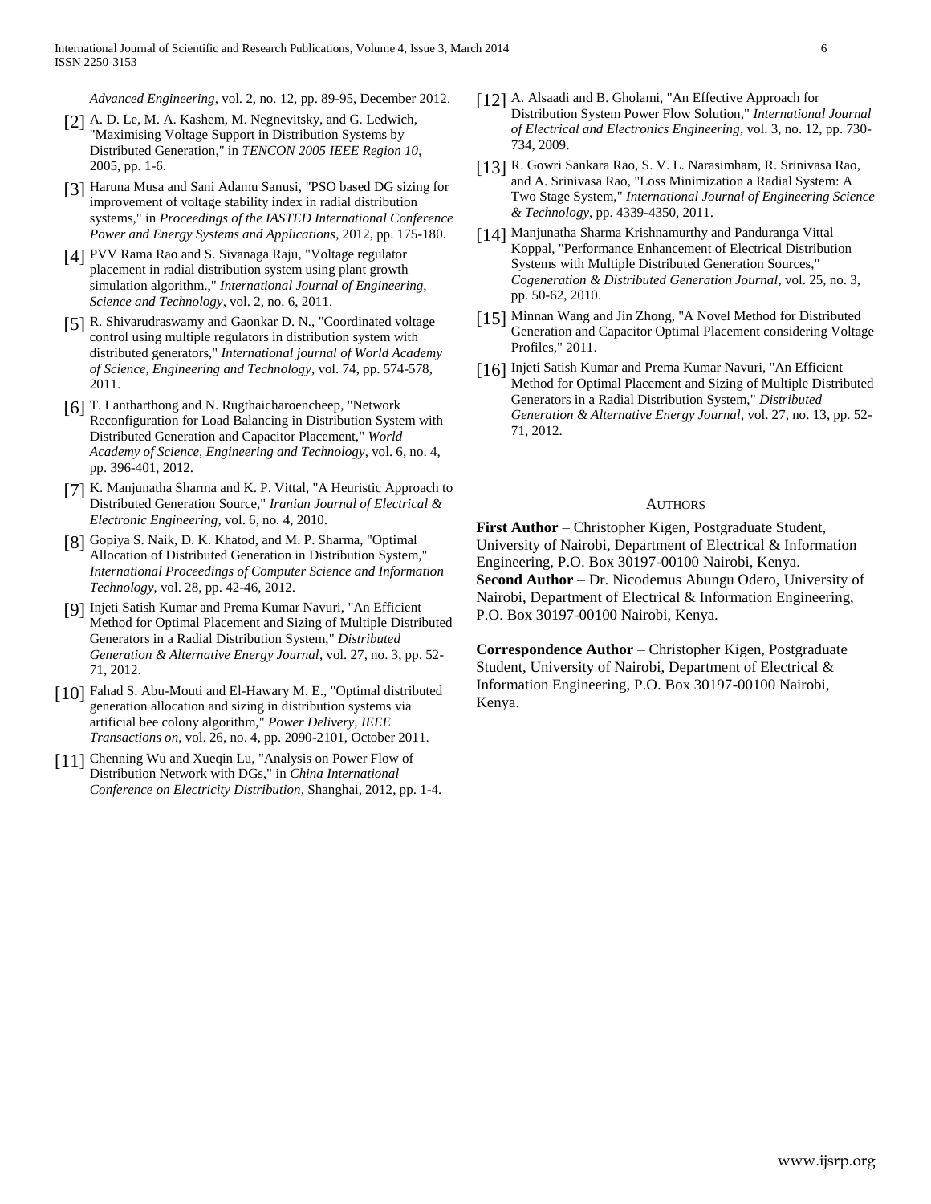*Advanced Engineering*, vol. 2, no. 12, pp. 89-95, December 2012.

[2] A. D. Le, M. A. Kashem, M. Negnevitsky, and G. Ledwich, "Maximising Voltage Support in Distribution Systems by Distributed Generation," in *TENCON 2005 IEEE Region 10*, 2005, pp. 1-6.

[3] Haruna Musa and Sani Adamu Sanusi, "PSO based DG sizing for improvement of voltage stability index in radial distribution systems," in *Proceedings of the IASTED International Conference Power and Energy Systems and Applications*, 2012, pp. 175-180.

[4] PVV Rama Rao and S. Sivanaga Raju, "Voltage regulator placement in radial distribution system using plant growth simulation algorithm.," *International Journal of Engineering, Science and Technology*, vol. 2, no. 6, 2011.

[5] R. Shivarudraswamy and Gaonkar D. N., "Coordinated voltage control using multiple regulators in distribution system with distributed generators," *International journal of World Academy of Science, Engineering and Technology*, vol. 74, pp. 574-578, 2011.

[6] T. Lantharthong and N. Rugthaicharoencheep, "Network Reconfiguration for Load Balancing in Distribution System with Distributed Generation and Capacitor Placement," *World Academy of Science, Engineering and Technology*, vol. 6, no. 4, pp. 396-401, 2012.

[7] K. Manjunatha Sharma and K. P. Vittal, "A Heuristic Approach to Distributed Generation Source," *Iranian Journal of Electrical & Electronic Engineering*, vol. 6, no. 4, 2010.

[8] Gopiya S. Naik, D. K. Khatod, and M. P. Sharma, "Optimal Allocation of Distributed Generation in Distribution System," *International Proceedings of Computer Science and Information Technology*, vol. 28, pp. 42-46, 2012.

[9] Injeti Satish Kumar and Prema Kumar Navuri, "An Efficient Method for Optimal Placement and Sizing of Multiple Distributed Generators in a Radial Distribution System," *Distributed Generation & Alternative Energy Journal*, vol. 27, no. 3, pp. 52-71, 2012.

[10] Fahad S. Abu-Mouti and El-Hawary M. E., "Optimal distributed generation allocation and sizing in distribution systems via artificial bee colony algorithm," *Power Delivery, IEEE Transactions on*, vol. 26, no. 4, pp. 2090-2101, October 2011.

[11] Chenning Wu and Xueqin Lu, "Analysis on Power Flow of Distribution Network with DGs," in *China International Conference on Electricity Distribution*, Shanghai, 2012, pp. 1-4.

[12] A. Alsaadi and B. Gholami, "An Effective Approach for Distribution System Power Flow Solution," *International Journal of Electrical and Electronics Engineering*, vol. 3, no. 12, pp. 730-734, 2009.

[13] R. Gowri Sankara Rao, S. V. L. Narasimham, R. Srinivasa Rao, and A. Srinivasa Rao, "Loss Minimization a Radial System: A Two Stage System," *International Journal of Engineering Science & Technology*, pp. 4339-4350, 2011.

[14] Manjunatha Sharma Krishnamurthy and Panduranga Vittal Koppal, "Performance Enhancement of Electrical Distribution Systems with Multiple Distributed Generation Sources," *Cogeneration & Distributed Generation Journal*, vol. 25, no. 3, pp. 50-62, 2010.

[15] Minnan Wang and Jin Zhong, "A Novel Method for Distributed Generation and Capacitor Optimal Placement considering Voltage Profiles," 2011.

[16] Injeti Satish Kumar and Prema Kumar Navuri, "An Efficient Method for Optimal Placement and Sizing of Multiple Distributed Generators in a Radial Distribution System," *Distributed Generation & Alternative Energy Journal*, vol. 27, no. 13, pp. 52-71, 2012.

## AUTHORS

**First Author** – Christopher Kigen, Postgraduate Student, University of Nairobi, Department of Electrical & Information Engineering, P.O. Box 30197-00100 Nairobi, Kenya.
**Second Author** – Dr. Nicodemus Abungu Odero, University of Nairobi, Department of Electrical & Information Engineering, P.O. Box 30197-00100 Nairobi, Kenya.

**Correspondence Author** – Christopher Kigen, Postgraduate Student, University of Nairobi, Department of Electrical & Information Engineering, P.O. Box 30197-00100 Nairobi, Kenya.